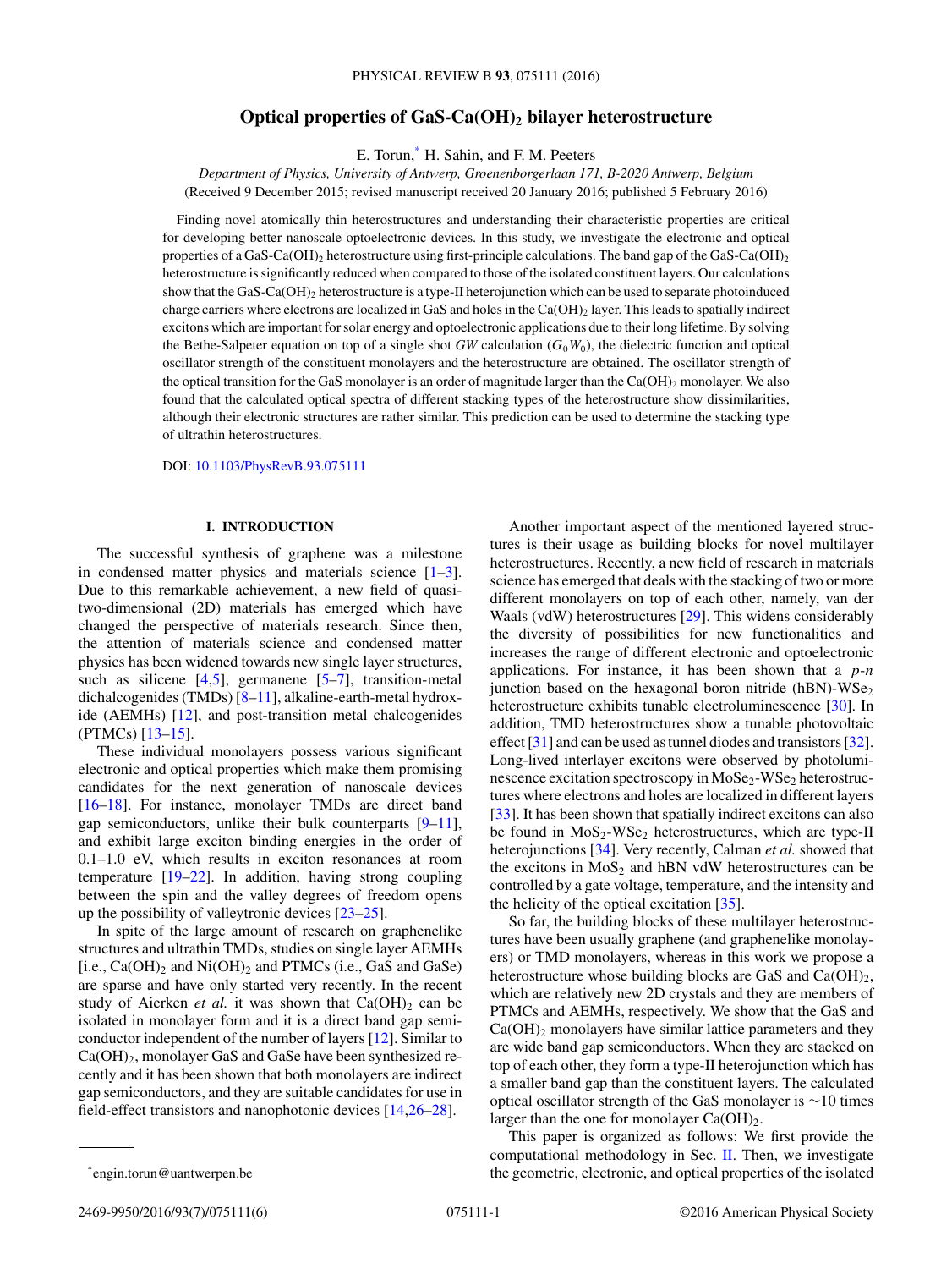# Optical properties of GaS-$Ca(OH)_2$ bilayer heterostructure

E. Torun,* H. Sahin, and F. M. Peeters

*Department of Physics, University of Antwerp, Groenenborgerlaan 171, B-2020 Antwerp, Belgium*

(Received 9 December 2015; revised manuscript received 20 January 2016; published 5 February 2016)

Finding novel atomically thin heterostructures and understanding their characteristic properties are critical for developing better nanoscale optoelectronic devices. In this study, we investigate the electronic and optical properties of a GaS-$Ca(OH)_2$ heterostructure using first-principle calculations. The band gap of the GaS-$Ca(OH)_2$ heterostructure is significantly reduced when compared to those of the isolated constituent layers. Our calculations show that the GaS-$Ca(OH)_2$ heterostructure is a type-II heterojunction which can be used to separate photoinduced charge carriers where electrons are localized in GaS and holes in the $Ca(OH)_2$ layer. This leads to spatially indirect excitons which are important for solar energy and optoelectronic applications due to their long lifetime. By solving the Bethe-Salpeter equation on top of a single shot $GW$ calculation ($G_0W_0$), the dielectric function and optical oscillator strength of the constituent monolayers and the heterostructure are obtained. The oscillator strength of the optical transition for the GaS monolayer is an order of magnitude larger than the $Ca(OH)_2$ monolayer. We also found that the calculated optical spectra of different stacking types of the heterostructure show dissimilarities, although their electronic structures are rather similar. This prediction can be used to determine the stacking type of ultrathin heterostructures.

DOI: 10.1103/PhysRevB.93.075111

## I. INTRODUCTION

The successful synthesis of graphene was a milestone in condensed matter physics and materials science [1–3]. Due to this remarkable achievement, a new field of quasi-two-dimensional (2D) materials has emerged which have changed the perspective of materials research. Since then, the attention of materials science and condensed matter physics has been widened towards new single layer structures, such as silicene [4,5], germanene [5–7], transition-metal dichalcogenides (TMDs) [8–11], alkaline-earth-metal hydroxide (AEMHs) [12], and post-transition metal chalcogenides (PTMCs) [13–15].

These individual monolayers possess various significant electronic and optical properties which make them promising candidates for the next generation of nanoscale devices [16–18]. For instance, monolayer TMDs are direct band gap semiconductors, unlike their bulk counterparts [9–11], and exhibit large exciton binding energies in the order of 0.1–1.0 eV, which results in exciton resonances at room temperature [19–22]. In addition, having strong coupling between the spin and the valley degrees of freedom opens up the possibility of valleytronic devices [23–25].

In spite of the large amount of research on graphenelike structures and ultrathin TMDs, studies on single layer AEMHs [i.e., $Ca(OH)_2$ and $Ni(OH)_2$ and PTMCs (i.e., GaS and GaSe) are sparse and have only started very recently. In the recent study of Aierken *et al.* it was shown that $Ca(OH)_2$ can be isolated in monolayer form and it is a direct band gap semiconductor independent of the number of layers [12]. Similar to $Ca(OH)_2$, monolayer GaS and GaSe have been synthesized recently and it has been shown that both monolayers are indirect gap semiconductors, and they are suitable candidates for use in field-effect transistors and nanophotonic devices [14,26–28].

Another important aspect of the mentioned layered structures is their usage as building blocks for novel multilayer heterostructures. Recently, a new field of research in materials science has emerged that deals with the stacking of two or more different monolayers on top of each other, namely, van der Waals (vdW) heterostructures [29]. This widens considerably the diversity of possibilities for new functionalities and increases the range of different electronic and optoelectronic applications. For instance, it has been shown that a *p-n* junction based on the hexagonal boron nitride (hBN)-$WSe_2$ heterostructure exhibits tunable electroluminescence [30]. In addition, TMD heterostructures show a tunable photovoltaic effect [31] and can be used as tunnel diodes and transistors [32]. Long-lived interlayer excitons were observed by photoluminescence excitation spectroscopy in $MoSe_2$-$WSe_2$ heterostructures where electrons and holes are localized in different layers [33]. It has been shown that spatially indirect excitons can also be found in $MoS_2$-$WSe_2$ heterostructures, which are type-II heterojunctions [34]. Very recently, Calman *et al.* showed that the excitons in $MoS_2$ and hBN vdW heterostructures can be controlled by a gate voltage, temperature, and the intensity and the helicity of the optical excitation [35].

So far, the building blocks of these multilayer heterostructures have been usually graphene (and graphenelike monolayers) or TMD monolayers, whereas in this work we propose a heterostructure whose building blocks are GaS and $Ca(OH)_2$, which are relatively new 2D crystals and they are members of PTMCs and AEMHs, respectively. We show that the GaS and $Ca(OH)_2$ monolayers have similar lattice parameters and they are wide band gap semiconductors. When they are stacked on top of each other, they form a type-II heterojunction which has a smaller band gap than the constituent layers. The calculated optical oscillator strength of the GaS monolayer is ~10 times larger than the one for monolayer $Ca(OH)_2$.

This paper is organized as follows: We first provide the computational methodology in Sec. II. Then, we investigate the geometric, electronic, and optical properties of the isolated

*engin.torun@uantwerpen.be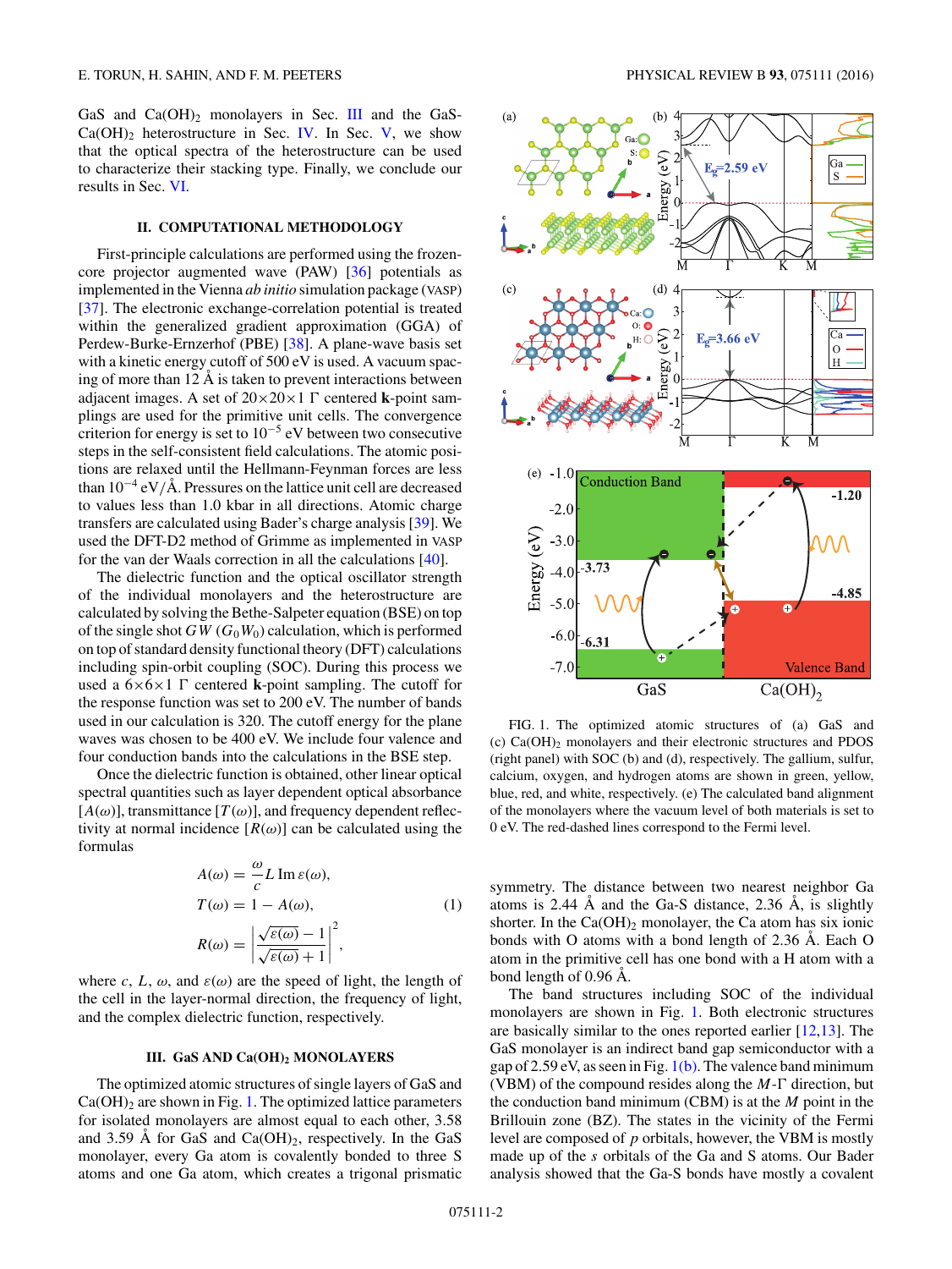GaS and $Ca(OH)_2$ monolayers in Sec. III and the GaS-$Ca(OH)_2$ heterostructure in Sec. IV. In Sec. V, we show that the optical spectra of the heterostructure can be used to characterize their stacking type. Finally, we conclude our results in Sec. VI.

## II. COMPUTATIONAL METHODOLOGY

First-principle calculations are performed using the frozen-core projector augmented wave (PAW) [36] potentials as implemented in the Vienna *ab initio* simulation package (VASP) [37]. The electronic exchange-correlation potential is treated within the generalized gradient approximation (GGA) of Perdew-Burke-Ernzerhof (PBE) [38]. A plane-wave basis set with a kinetic energy cutoff of 500 eV is used. A vacuum spacing of more than 12 Å is taken to prevent interactions between adjacent images. A set of $20\times20\times1$ Γ centered **k**-point samplings are used for the primitive unit cells. The convergence criterion for energy is set to $10^{-5}$ eV between two consecutive steps in the self-consistent field calculations. The atomic positions are relaxed until the Hellmann-Feynman forces are less than $10^{-4}$ eV/Å. Pressures on the lattice unit cell are decreased to values less than 1.0 kbar in all directions. Atomic charge transfers are calculated using Bader's charge analysis [39]. We used the DFT-D2 method of Grimme as implemented in VASP for the van der Waals correction in all the calculations [40].

The dielectric function and the optical oscillator strength of the individual monolayers and the heterostructure are calculated by solving the Bethe-Salpeter equation (BSE) on top of the single shot $GW$ ($G_0W_0$) calculation, which is performed on top of standard density functional theory (DFT) calculations including spin-orbit coupling (SOC). During this process we used a $6\times6\times1$ Γ centered **k**-point sampling. The cutoff for the response function was set to 200 eV. The number of bands used in our calculation is 320. The cutoff energy for the plane waves was chosen to be 400 eV. We include four valence and four conduction bands into the calculations in the BSE step.

Once the dielectric function is obtained, other linear optical spectral quantities such as layer dependent optical absorbance [$A(\omega)$], transmittance [$T(\omega)$], and frequency dependent reflectivity at normal incidence [$R(\omega)$] can be calculated using the formulas

$$A(\omega) = \frac{\omega}{c} L \,\mathrm{Im}\,\varepsilon(\omega),$$
$$T(\omega) = 1 - A(\omega), \tag{1}$$
$$R(\omega) = \left| \frac{\sqrt{\varepsilon(\omega)} - 1}{\sqrt{\varepsilon(\omega)} + 1} \right|^2,$$

where $c$, $L$, $\omega$, and $\varepsilon(\omega)$ are the speed of light, the length of the cell in the layer-normal direction, the frequency of light, and the complex dielectric function, respectively.

## III. GaS AND $Ca(OH)_2$ MONOLAYERS

The optimized atomic structures of single layers of GaS and $Ca(OH)_2$ are shown in Fig. 1. The optimized lattice parameters for isolated monolayers are almost equal to each other, 3.58 and 3.59 Å for GaS and $Ca(OH)_2$, respectively. In the GaS monolayer, every Ga atom is covalently bonded to three S atoms and one Ga atom, which creates a trigonal prismatic symmetry. The distance between two nearest neighbor Ga atoms is 2.44 Å and the Ga-S distance, 2.36 Å, is slightly shorter. In the $Ca(OH)_2$ monolayer, the Ca atom has six ionic bonds with O atoms with a bond length of 2.36 Å. Each O atom in the primitive cell has one bond with a H atom with a bond length of 0.96 Å.

FIG. 1. The optimized atomic structures of (a) GaS and (c) $Ca(OH)_2$ monolayers and their electronic structures and PDOS (right panel) with SOC (b) and (d), respectively. The gallium, sulfur, calcium, oxygen, and hydrogen atoms are shown in green, yellow, blue, red, and white, respectively. (e) The calculated band alignment of the monolayers where the vacuum level of both materials is set to 0 eV. The red-dashed lines correspond to the Fermi level.

The band structures including SOC of the individual monolayers are shown in Fig. 1. Both electronic structures are basically similar to the ones reported earlier [12,13]. The GaS monolayer is an indirect band gap semiconductor with a gap of 2.59 eV, as seen in Fig. 1(b). The valence band minimum (VBM) of the compound resides along the $M$-Γ direction, but the conduction band minimum (CBM) is at the $M$ point in the Brillouin zone (BZ). The states in the vicinity of the Fermi level are composed of $p$ orbitals, however, the VBM is mostly made up of the $s$ orbitals of the Ga and S atoms. Our Bader analysis showed that the Ga-S bonds have mostly a covalent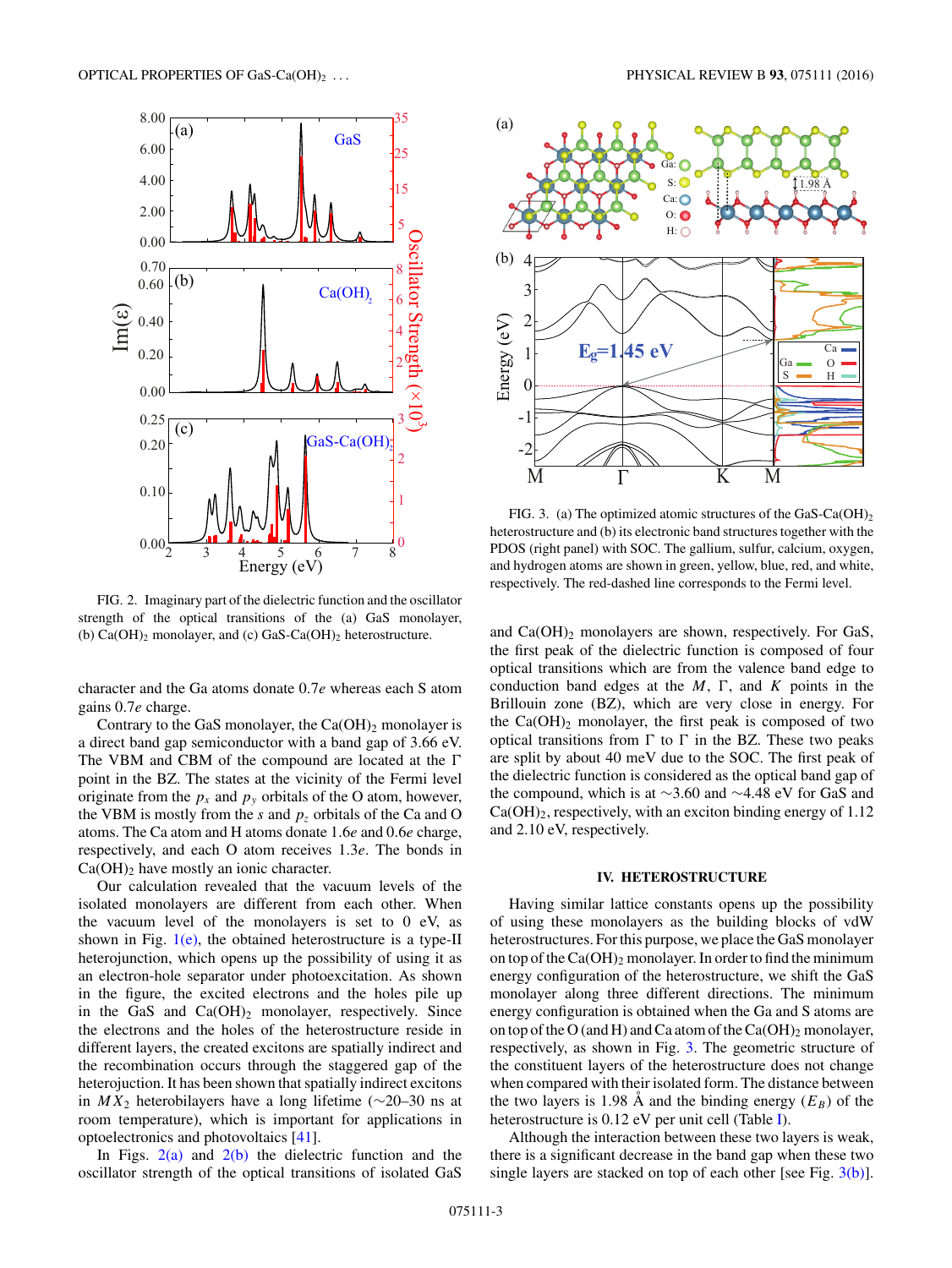FIG. 2. Imaginary part of the dielectric function and the oscillator strength of the optical transitions of the (a) GaS monolayer, (b) $Ca(OH)_2$ monolayer, and (c) GaS-$Ca(OH)_2$ heterostructure.

character and the Ga atoms donate 0.7$e$ whereas each S atom gains 0.7$e$ charge.

Contrary to the GaS monolayer, the $Ca(OH)_2$ monolayer is a direct band gap semiconductor with a band gap of 3.66 eV. The VBM and CBM of the compound are located at the Γ point in the BZ. The states at the vicinity of the Fermi level originate from the $p_x$ and $p_y$ orbitals of the O atom, however, the VBM is mostly from the $s$ and $p_z$ orbitals of the Ca and O atoms. The Ca atom and H atoms donate 1.6$e$ and 0.6$e$ charge, respectively, and each O atom receives 1.3$e$. The bonds in $Ca(OH)_2$ have mostly an ionic character.

Our calculation revealed that the vacuum levels of the isolated monolayers are different from each other. When the vacuum level of the monolayers is set to 0 eV, as shown in Fig. 1(e), the obtained heterostructure is a type-II heterojunction, which opens up the possibility of using it as an electron-hole separator under photoexcitation. As shown in the figure, the excited electrons and the holes pile up in the GaS and $Ca(OH)_2$ monolayer, respectively. Since the electrons and the holes of the heterostructure reside in different layers, the created excitons are spatially indirect and the recombination occurs through the staggered gap of the heterojuction. It has been shown that spatially indirect excitons in $MX_2$ heterobilayers have a long lifetime (∼20–30 ns at room temperature), which is important for applications in optoelectronics and photovoltaics [41].

In Figs. 2(a) and 2(b) the dielectric function and the oscillator strength of the optical transitions of isolated GaS and $Ca(OH)_2$ monolayers are shown, respectively. For GaS, the first peak of the dielectric function is composed of four optical transitions which are from the valence band edge to conduction band edges at the $M$, Γ, and $K$ points in the Brillouin zone (BZ), which are very close in energy. For the $Ca(OH)_2$ monolayer, the first peak is composed of two optical transitions from Γ to Γ in the BZ. These two peaks are split by about 40 meV due to the SOC. The first peak of the dielectric function is considered as the optical band gap of the compound, which is at ∼3.60 and ∼4.48 eV for GaS and $Ca(OH)_2$, respectively, with an exciton binding energy of 1.12 and 2.10 eV, respectively.

FIG. 3. (a) The optimized atomic structures of the GaS-$Ca(OH)_2$ heterostructure and (b) its electronic band structures together with the PDOS (right panel) with SOC. The gallium, sulfur, calcium, oxygen, and hydrogen atoms are shown in green, yellow, blue, red, and white, respectively. The red-dashed line corresponds to the Fermi level.

## IV. HETEROSTRUCTURE

Having similar lattice constants opens up the possibility of using these monolayers as the building blocks of vdW heterostructures. For this purpose, we place the GaS monolayer on top of the $Ca(OH)_2$ monolayer. In order to find the minimum energy configuration of the heterostructure, we shift the GaS monolayer along three different directions. The minimum energy configuration is obtained when the Ga and S atoms are on top of the O (and H) and Ca atom of the $Ca(OH)_2$ monolayer, respectively, as shown in Fig. 3. The geometric structure of the constituent layers of the heterostructure does not change when compared with their isolated form. The distance between the two layers is 1.98 Å and the binding energy ($E_B$) of the heterostructure is 0.12 eV per unit cell (Table I).

Although the interaction between these two layers is weak, there is a significant decrease in the band gap when these two single layers are stacked on top of each other [see Fig. 3(b)].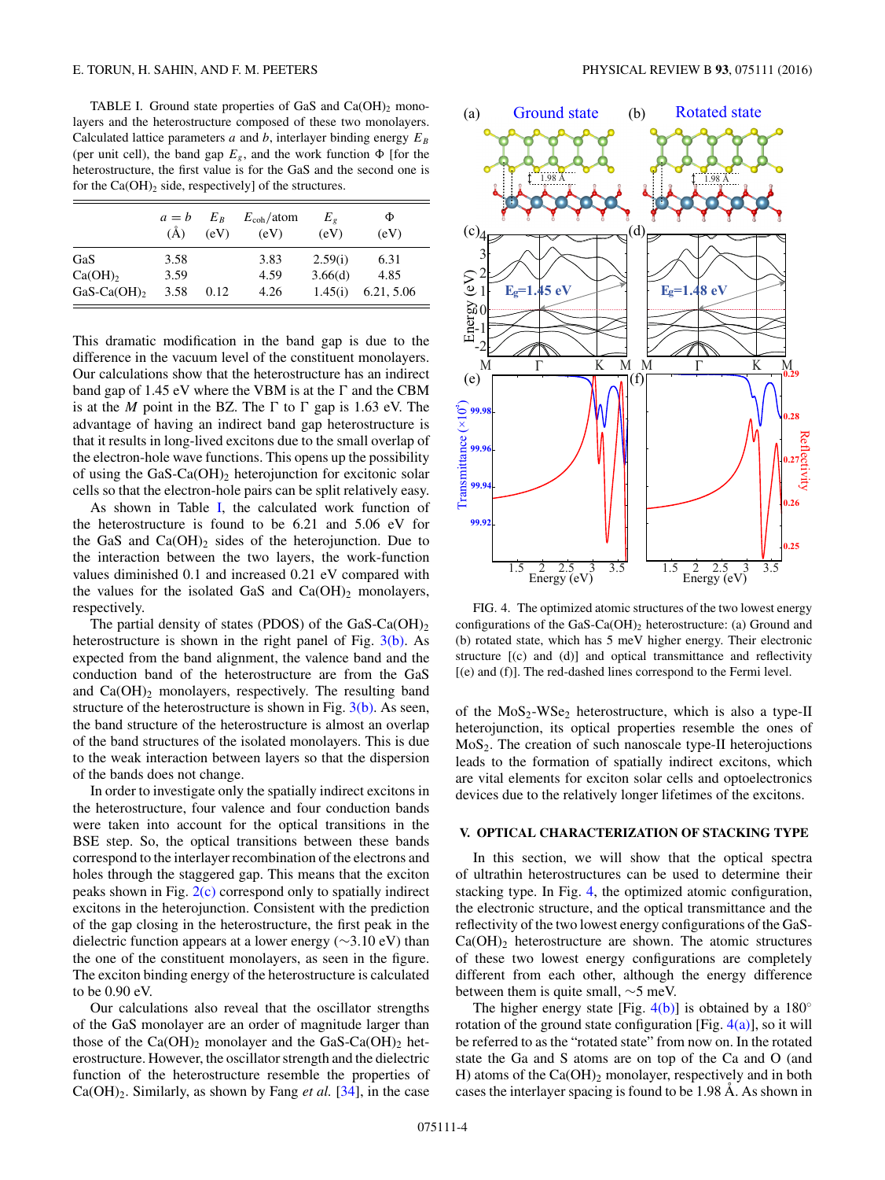TABLE I. Ground state properties of GaS and $Ca(OH)_2$ monolayers and the heterostructure composed of these two monolayers. Calculated lattice parameters $a$ and $b$, interlayer binding energy $E_B$ (per unit cell), the band gap $E_g$, and the work function $\Phi$ [for the heterostructure, the first value is for the GaS and the second one is for the $Ca(OH)_2$ side, respectively] of the structures.

| | $a = b$ (Å) | $E_B$ (eV) | $E_{coh}$/atom (eV) | $E_g$ (eV) | $\Phi$ (eV) |
|---|---|---|---|---|---|
| GaS | 3.58 | | 3.83 | 2.59(i) | 6.31 |
| $Ca(OH)_2$ | 3.59 | | 4.59 | 3.66(d) | 4.85 |
| GaS-$Ca(OH)_2$ | 3.58 | 0.12 | 4.26 | 1.45(i) | 6.21, 5.06 |

This dramatic modification in the band gap is due to the difference in the vacuum level of the constituent monolayers. Our calculations show that the heterostructure has an indirect band gap of 1.45 eV where the VBM is at the Γ and the CBM is at the $M$ point in the BZ. The Γ to Γ gap is 1.63 eV. The advantage of having an indirect band gap heterostructure is that it results in long-lived excitons due to the small overlap of the electron-hole wave functions. This opens up the possibility of using the GaS-$Ca(OH)_2$ heterojunction for excitonic solar cells so that the electron-hole pairs can be split relatively easy.

As shown in Table I, the calculated work function of the heterostructure is found to be 6.21 and 5.06 eV for the GaS and $Ca(OH)_2$ sides of the heterojunction. Due to the interaction between the two layers, the work-function values diminished 0.1 and increased 0.21 eV compared with the values for the isolated GaS and $Ca(OH)_2$ monolayers, respectively.

The partial density of states (PDOS) of the GaS-$Ca(OH)_2$ heterostructure is shown in the right panel of Fig. 3(b). As expected from the band alignment, the valence band and the conduction band of the heterostructure are from the GaS and $Ca(OH)_2$ monolayers, respectively. The resulting band structure of the heterostructure is shown in Fig. 3(b). As seen, the band structure of the heterostructure is almost an overlap of the band structures of the isolated monolayers. This is due to the weak interaction between layers so that the dispersion of the bands does not change.

In order to investigate only the spatially indirect excitons in the heterostructure, four valence and four conduction bands were taken into account for the optical transitions in the BSE step. So, the optical transitions between these bands correspond to the interlayer recombination of the electrons and holes through the staggered gap. This means that the exciton peaks shown in Fig. 2(c) correspond only to spatially indirect excitons in the heterojunction. Consistent with the prediction of the gap closing in the heterostructure, the first peak in the dielectric function appears at a lower energy (~3.10 eV) than the one of the constituent monolayers, as seen in the figure. The exciton binding energy of the heterostructure is calculated to be 0.90 eV.

Our calculations also reveal that the oscillator strengths of the GaS monolayer are an order of magnitude larger than those of the $Ca(OH)_2$ monolayer and the GaS-$Ca(OH)_2$ heterostructure. However, the oscillator strength and the dielectric function of the heterostructure resemble the properties of $Ca(OH)_2$. Similarly, as shown by Fang *et al.* [34], in the case of the $MoS_2$-$WSe_2$ heterostructure, which is also a type-II heterojunction, its optical properties resemble the ones of $MoS_2$. The creation of such nanoscale type-II heterojunctions leads to the formation of spatially indirect excitons, which are vital elements for exciton solar cells and optoelectronics devices due to the relatively longer lifetimes of the excitons.

FIG. 4. The optimized atomic structures of the two lowest energy configurations of the GaS-$Ca(OH)_2$ heterostructure: (a) Ground and (b) rotated state, which has 5 meV higher energy. Their electronic structure [(c) and (d)] and optical transmittance and reflectivity [(e) and (f)]. The red-dashed lines correspond to the Fermi level.

## V. OPTICAL CHARACTERIZATION OF STACKING TYPE

In this section, we will show that the optical spectra of ultrathin heterostructures can be used to determine their stacking type. In Fig. 4, the optimized atomic configuration, the electronic structure, and the optical transmittance and the reflectivity of the two lowest energy configurations of the GaS-$Ca(OH)_2$ heterostructure are shown. The atomic structures of these two lowest energy configurations are completely different from each other, although the energy difference between them is quite small, ~5 meV.

The higher energy state [Fig. 4(b)] is obtained by a 180° rotation of the ground state configuration [Fig. 4(a)], so it will be referred to as the "rotated state" from now on. In the rotated state the Ga and S atoms are on top of the Ca and O (and H) atoms of the $Ca(OH)_2$ monolayer, respectively and in both cases the interlayer spacing is found to be 1.98 Å. As shown in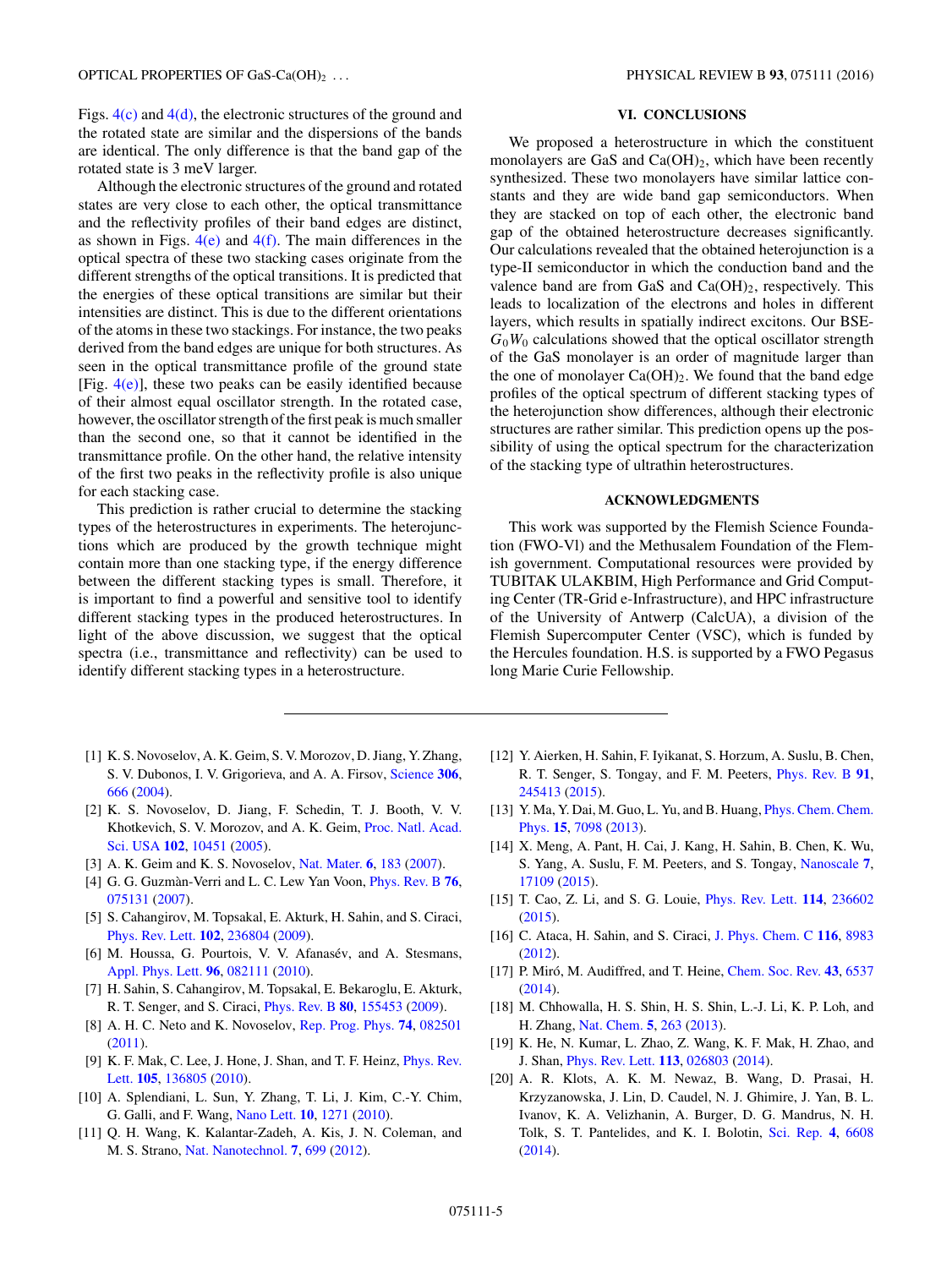Figs. 4(c) and 4(d), the electronic structures of the ground and the rotated state are similar and the dispersions of the bands are identical. The only difference is that the band gap of the rotated state is 3 meV larger.

Although the electronic structures of the ground and rotated states are very close to each other, the optical transmittance and the reflectivity profiles of their band edges are distinct, as shown in Figs. 4(e) and 4(f). The main differences in the optical spectra of these two stacking cases originate from the different strengths of the optical transitions. It is predicted that the energies of these optical transitions are similar but their intensities are distinct. This is due to the different orientations of the atoms in these two stackings. For instance, the two peaks derived from the band edges are unique for both structures. As seen in the optical transmittance profile of the ground state [Fig. 4(e)], these two peaks can be easily identified because of their almost equal oscillator strength. In the rotated case, however, the oscillator strength of the first peak is much smaller than the second one, so that it cannot be identified in the transmittance profile. On the other hand, the relative intensity of the first two peaks in the reflectivity profile is also unique for each stacking case.

This prediction is rather crucial to determine the stacking types of the heterostructures in experiments. The heterojunctions which are produced by the growth technique might contain more than one stacking type, if the energy difference between the different stacking types is small. Therefore, it is important to find a powerful and sensitive tool to identify different stacking types in the produced heterostructures. In light of the above discussion, we suggest that the optical spectra (i.e., transmittance and reflectivity) can be used to identify different stacking types in a heterostructure.

## VI. CONCLUSIONS

We proposed a heterostructure in which the constituent monolayers are GaS and $Ca(OH)_2$, which have been recently synthesized. These two monolayers have similar lattice constants and they are wide band gap semiconductors. When they are stacked on top of each other, the electronic band gap of the obtained heterostructure decreases significantly. Our calculations revealed that the obtained heterojunction is a type-II semiconductor in which the conduction band and the valence band are from GaS and $Ca(OH)_2$, respectively. This leads to localization of the electrons and holes in different layers, which results in spatially indirect excitons. Our BSE-$G_0W_0$ calculations showed that the optical oscillator strength of the GaS monolayer is an order of magnitude larger than the one of monolayer $Ca(OH)_2$. We found that the band edge profiles of the optical spectrum of different stacking types of the heterojunction show differences, although their electronic structures are rather similar. This prediction opens up the possibility of using the optical spectrum for the characterization of the stacking type of ultrathin heterostructures.

## ACKNOWLEDGMENTS

This work was supported by the Flemish Science Foundation (FWO-Vl) and the Methusalem Foundation of the Flemish government. Computational resources were provided by TUBITAK ULAKBIM, High Performance and Grid Computing Center (TR-Grid e-Infrastructure), and HPC infrastructure of the University of Antwerp (CalcUA), a division of the Flemish Supercomputer Center (VSC), which is funded by the Hercules foundation. H.S. is supported by a FWO Pegasus long Marie Curie Fellowship.

---

[1] K. S. Novoselov, A. K. Geim, S. V. Morozov, D. Jiang, Y. Zhang, S. V. Dubonos, I. V. Grigorieva, and A. A. Firsov, Science **306**, 666 (2004).

[2] K. S. Novoselov, D. Jiang, F. Schedin, T. J. Booth, V. V. Khotkevich, S. V. Morozov, and A. K. Geim, Proc. Natl. Acad. Sci. USA **102**, 10451 (2005).

[3] A. K. Geim and K. S. Novoselov, Nat. Mater. **6**, 183 (2007).

[4] G. G. Guzmàn-Verri and L. C. Lew Yan Voon, Phys. Rev. B **76**, 075131 (2007).

[5] S. Cahangirov, M. Topsakal, E. Akturk, H. Sahin, and S. Ciraci, Phys. Rev. Lett. **102**, 236804 (2009).

[6] M. Houssa, G. Pourtois, V. V. Afanasév, and A. Stesmans, Appl. Phys. Lett. **96**, 082111 (2010).

[7] H. Sahin, S. Cahangirov, M. Topsakal, E. Bekaroglu, E. Akturk, R. T. Senger, and S. Ciraci, Phys. Rev. B **80**, 155453 (2009).

[8] A. H. C. Neto and K. Novoselov, Rep. Prog. Phys. **74**, 082501 (2011).

[9] K. F. Mak, C. Lee, J. Hone, J. Shan, and T. F. Heinz, Phys. Rev. Lett. **105**, 136805 (2010).

[10] A. Splendiani, L. Sun, Y. Zhang, T. Li, J. Kim, C.-Y. Chim, G. Galli, and F. Wang, Nano Lett. **10**, 1271 (2010).

[11] Q. H. Wang, K. Kalantar-Zadeh, A. Kis, J. N. Coleman, and M. S. Strano, Nat. Nanotechnol. **7**, 699 (2012).

[12] Y. Aierken, H. Sahin, F. Iyikanat, S. Horzum, A. Suslu, B. Chen, R. T. Senger, S. Tongay, and F. M. Peeters, Phys. Rev. B **91**, 245413 (2015).

[13] Y. Ma, Y. Dai, M. Guo, L. Yu, and B. Huang, Phys. Chem. Chem. Phys. **15**, 7098 (2013).

[14] X. Meng, A. Pant, H. Cai, J. Kang, H. Sahin, B. Chen, K. Wu, S. Yang, A. Suslu, F. M. Peeters, and S. Tongay, Nanoscale **7**, 17109 (2015).

[15] T. Cao, Z. Li, and S. G. Louie, Phys. Rev. Lett. **114**, 236602 (2015).

[16] C. Ataca, H. Sahin, and S. Ciraci, J. Phys. Chem. C **116**, 8983 (2012).

[17] P. Miró, M. Audiffred, and T. Heine, Chem. Soc. Rev. **43**, 6537 (2014).

[18] M. Chhowalla, H. S. Shin, H. S. Shin, L.-J. Li, K. P. Loh, and H. Zhang, Nat. Chem. **5**, 263 (2013).

[19] K. He, N. Kumar, L. Zhao, Z. Wang, K. F. Mak, H. Zhao, and J. Shan, Phys. Rev. Lett. **113**, 026803 (2014).

[20] A. R. Klots, A. K. M. Newaz, B. Wang, D. Prasai, H. Krzyzanowska, J. Lin, D. Caudel, N. J. Ghimire, J. Yan, B. L. Ivanov, K. A. Velizhanin, A. Burger, D. G. Mandrus, N. H. Tolk, S. T. Pantelides, and K. I. Bolotin, Sci. Rep. **4**, 6608 (2014).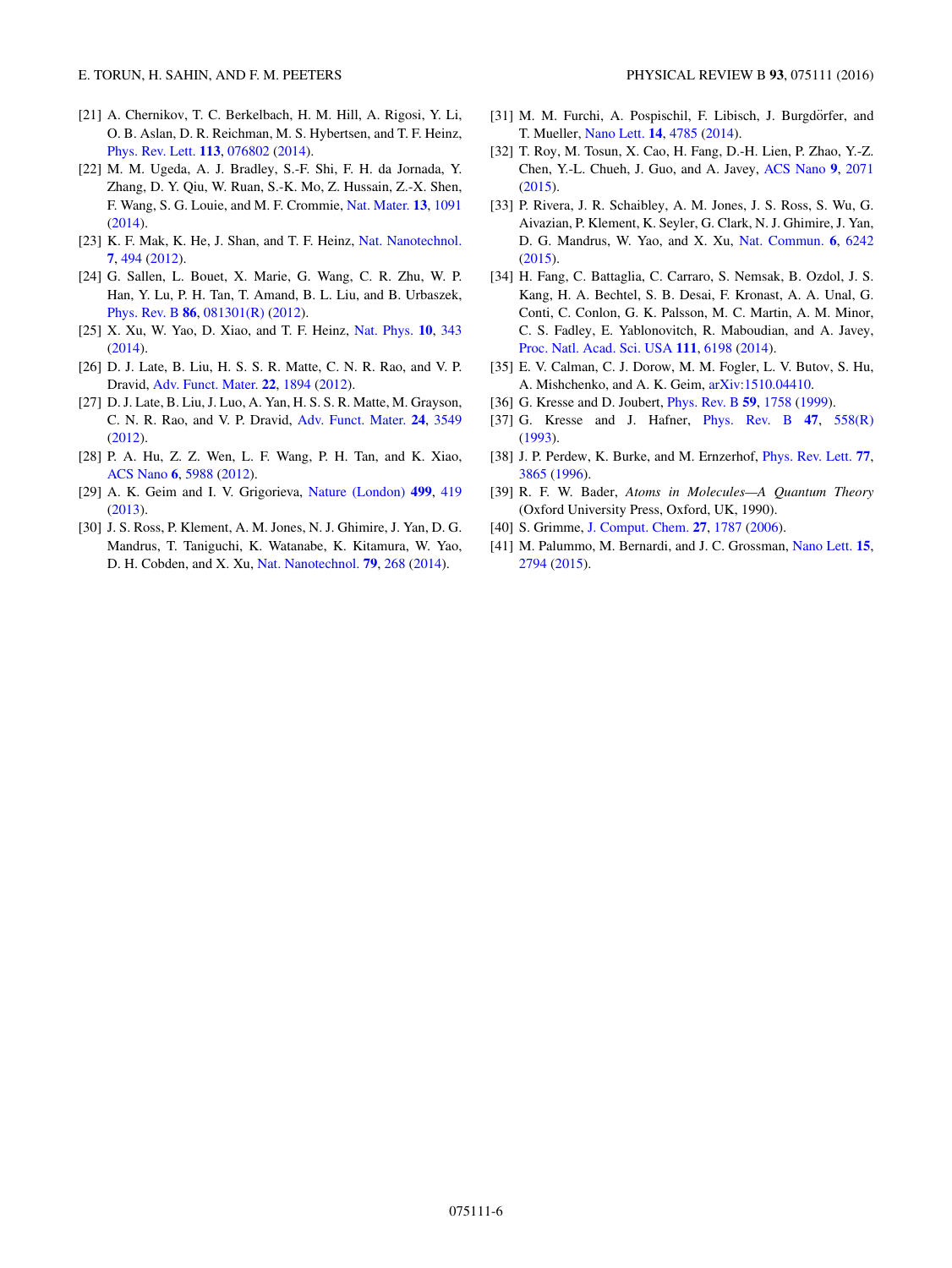[21] A. Chernikov, T. C. Berkelbach, H. M. Hill, A. Rigosi, Y. Li, O. B. Aslan, D. R. Reichman, M. S. Hybertsen, and T. F. Heinz, Phys. Rev. Lett. **113**, 076802 (2014).

[22] M. M. Ugeda, A. J. Bradley, S.-F. Shi, F. H. da Jornada, Y. Zhang, D. Y. Qiu, W. Ruan, S.-K. Mo, Z. Hussain, Z.-X. Shen, F. Wang, S. G. Louie, and M. F. Crommie, Nat. Mater. **13**, 1091 (2014).

[23] K. F. Mak, K. He, J. Shan, and T. F. Heinz, Nat. Nanotechnol. **7**, 494 (2012).

[24] G. Sallen, L. Bouet, X. Marie, G. Wang, C. R. Zhu, W. P. Han, Y. Lu, P. H. Tan, T. Amand, B. L. Liu, and B. Urbaszek, Phys. Rev. B **86**, 081301(R) (2012).

[25] X. Xu, W. Yao, D. Xiao, and T. F. Heinz, Nat. Phys. **10**, 343 (2014).

[26] D. J. Late, B. Liu, H. S. S. R. Matte, C. N. R. Rao, and V. P. Dravid, Adv. Funct. Mater. **22**, 1894 (2012).

[27] D. J. Late, B. Liu, J. Luo, A. Yan, H. S. S. R. Matte, M. Grayson, C. N. R. Rao, and V. P. Dravid, Adv. Funct. Mater. **24**, 3549 (2012).

[28] P. A. Hu, Z. Z. Wen, L. F. Wang, P. H. Tan, and K. Xiao, ACS Nano **6**, 5988 (2012).

[29] A. K. Geim and I. V. Grigorieva, Nature (London) **499**, 419 (2013).

[30] J. S. Ross, P. Klement, A. M. Jones, N. J. Ghimire, J. Yan, D. G. Mandrus, T. Taniguchi, K. Watanabe, K. Kitamura, W. Yao, D. H. Cobden, and X. Xu, Nat. Nanotechnol. **79**, 268 (2014).

[31] M. M. Furchi, A. Pospischil, F. Libisch, J. Burgdörfer, and T. Mueller, Nano Lett. **14**, 4785 (2014).

[32] T. Roy, M. Tosun, X. Cao, H. Fang, D.-H. Lien, P. Zhao, Y.-Z. Chen, Y.-L. Chueh, J. Guo, and A. Javey, ACS Nano **9**, 2071 (2015).

[33] P. Rivera, J. R. Schaibley, A. M. Jones, J. S. Ross, S. Wu, G. Aivazian, P. Klement, K. Seyler, G. Clark, N. J. Ghimire, J. Yan, D. G. Mandrus, W. Yao, and X. Xu, Nat. Commun. **6**, 6242 (2015).

[34] H. Fang, C. Battaglia, C. Carraro, S. Nemsak, B. Ozdol, J. S. Kang, H. A. Bechtel, S. B. Desai, F. Kronast, A. A. Unal, G. Conti, C. Conlon, G. K. Palsson, M. C. Martin, A. M. Minor, C. S. Fadley, E. Yablonovitch, R. Maboudian, and A. Javey, Proc. Natl. Acad. Sci. USA **111**, 6198 (2014).

[35] E. V. Calman, C. J. Dorow, M. M. Fogler, L. V. Butov, S. Hu, A. Mishchenko, and A. K. Geim, arXiv:1510.04410.

[36] G. Kresse and D. Joubert, Phys. Rev. B **59**, 1758 (1999).

[37] G. Kresse and J. Hafner, Phys. Rev. B **47**, 558(R) (1993).

[38] J. P. Perdew, K. Burke, and M. Ernzerhof, Phys. Rev. Lett. **77**, 3865 (1996).

[39] R. F. W. Bader, *Atoms in Molecules—A Quantum Theory* (Oxford University Press, Oxford, UK, 1990).

[40] S. Grimme, J. Comput. Chem. **27**, 1787 (2006).

[41] M. Palummo, M. Bernardi, and J. C. Grossman, Nano Lett. **15**, 2794 (2015).